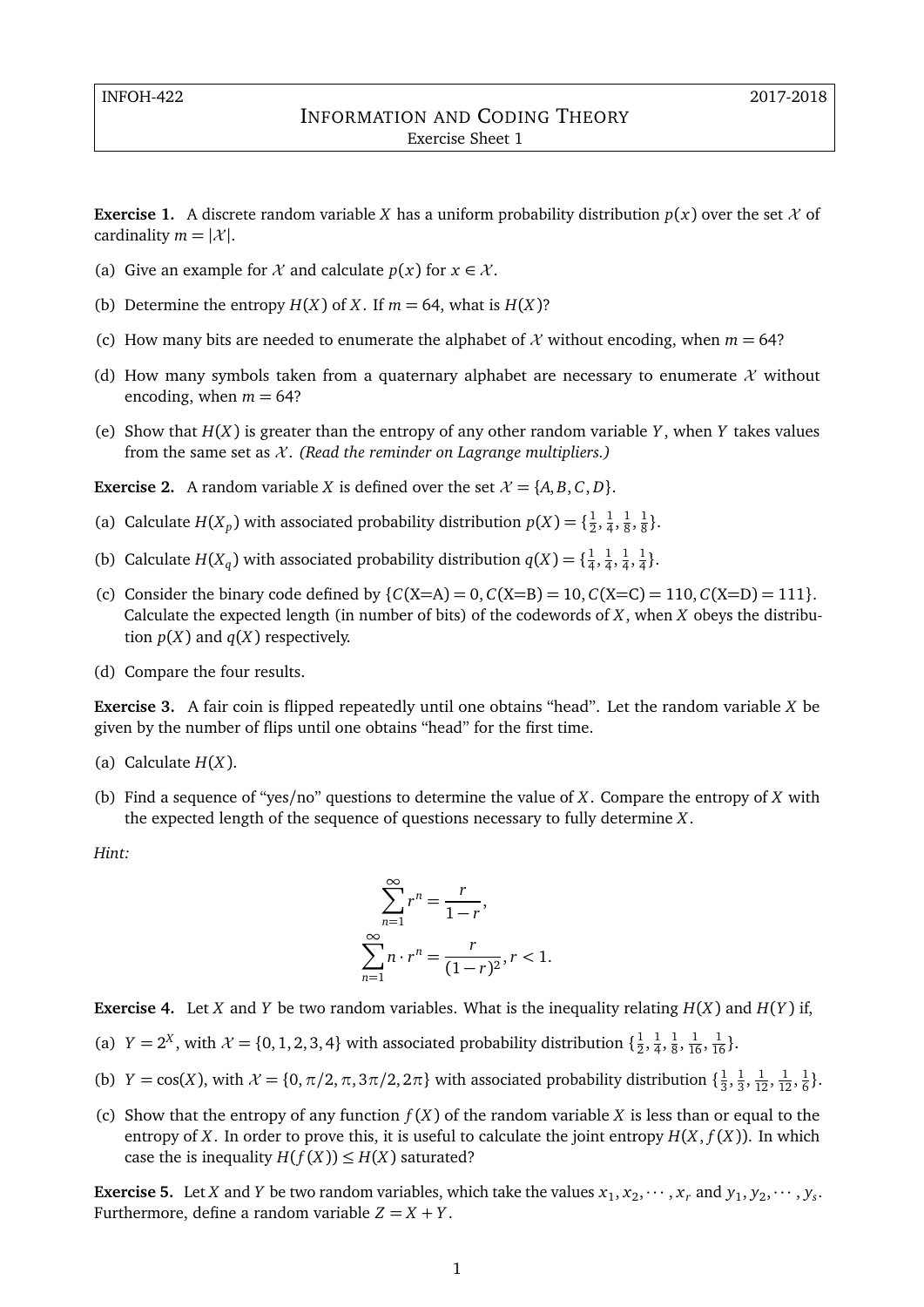INFOH-422 2017-2018

# Information and Coding Theory

Exercise Sheet 1

**Exercise 1.** A discrete random variable $X$ has a uniform probability distribution $p(x)$ over the set $\mathcal{X}$ of cardinality $m = |\mathcal{X}|$.

(a) Give an example for $\mathcal{X}$ and calculate $p(x)$ for $x \in \mathcal{X}$.

(b) Determine the entropy $H(X)$ of $X$. If $m = 64$, what is $H(X)$?

(c) How many bits are needed to enumerate the alphabet of $\mathcal{X}$ without encoding, when $m = 64$?

(d) How many symbols taken from a quaternary alphabet are necessary to enumerate $\mathcal{X}$ without encoding, when $m = 64$?

(e) Show that $H(X)$ is greater than the entropy of any other random variable $Y$, when $Y$ takes values from the same set as $\mathcal{X}$. *(Read the reminder on Lagrange multipliers.)*

**Exercise 2.** A random variable $X$ is defined over the set $\mathcal{X} = \{A, B, C, D\}$.

(a) Calculate $H(X_p)$ with associated probability distribution $p(X) = \{\frac{1}{2}, \frac{1}{4}, \frac{1}{8}, \frac{1}{8}\}$.

(b) Calculate $H(X_q)$ with associated probability distribution $q(X) = \{\frac{1}{4}, \frac{1}{4}, \frac{1}{4}, \frac{1}{4}\}$.

(c) Consider the binary code defined by $\{C(\text{X=A}) = 0, C(\text{X=B}) = 10, C(\text{X=C}) = 110, C(\text{X=D}) = 111\}$. Calculate the expected length (in number of bits) of the codewords of $X$, when $X$ obeys the distribution $p(X)$ and $q(X)$ respectively.

(d) Compare the four results.

**Exercise 3.** A fair coin is flipped repeatedly until one obtains "head". Let the random variable $X$ be given by the number of flips until one obtains "head" for the first time.

(a) Calculate $H(X)$.

(b) Find a sequence of "yes/no" questions to determine the value of $X$. Compare the entropy of $X$ with the expected length of the sequence of questions necessary to fully determine $X$.

*Hint:*

$$\sum_{n=1}^{\infty} r^n = \frac{r}{1-r},$$
$$\sum_{n=1}^{\infty} n \cdot r^n = \frac{r}{(1-r)^2}, r < 1.$$

**Exercise 4.** Let $X$ and $Y$ be two random variables. What is the inequality relating $H(X)$ and $H(Y)$ if,

(a) $Y = 2^X$, with $\mathcal{X} = \{0, 1, 2, 3, 4\}$ with associated probability distribution $\{\frac{1}{2}, \frac{1}{4}, \frac{1}{8}, \frac{1}{16}, \frac{1}{16}\}$.

(b) $Y = \cos(X)$, with $\mathcal{X} = \{0, \pi/2, \pi, 3\pi/2, 2\pi\}$ with associated probability distribution $\{\frac{1}{3}, \frac{1}{3}, \frac{1}{12}, \frac{1}{12}, \frac{1}{6}\}$.

(c) Show that the entropy of any function $f(X)$ of the random variable $X$ is less than or equal to the entropy of $X$. In order to prove this, it is useful to calculate the joint entropy $H(X, f(X))$. In which case the is inequality $H(f(X)) \leq H(X)$ saturated?

**Exercise 5.** Let $X$ and $Y$ be two random variables, which take the values $x_1, x_2, \cdots, x_r$ and $y_1, y_2, \cdots, y_s$. Furthermore, define a random variable $Z = X + Y$.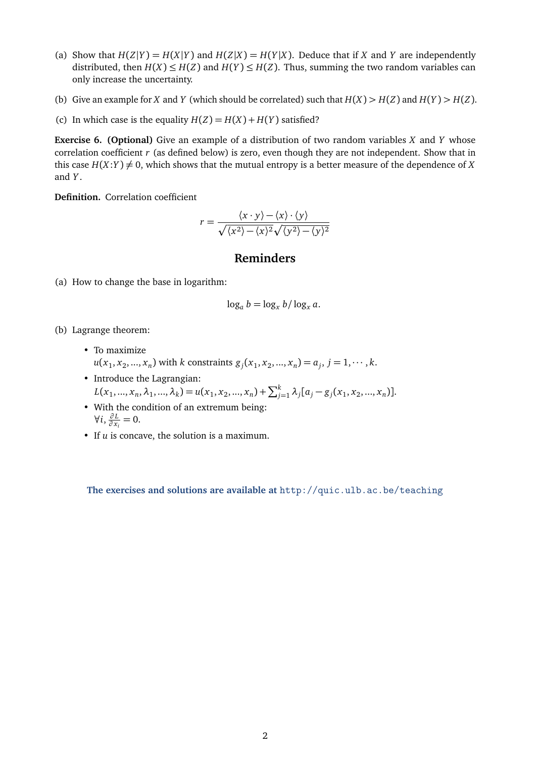(a) Show that $H(Z|Y) = H(X|Y)$ and $H(Z|X) = H(Y|X)$. Deduce that if $X$ and $Y$ are independently distributed, then $H(X) \leq H(Z)$ and $H(Y) \leq H(Z)$. Thus, summing the two random variables can only increase the uncertainty.

(b) Give an example for $X$ and $Y$ (which should be correlated) such that $H(X) > H(Z)$ and $H(Y) > H(Z)$.

(c) In which case is the equality $H(Z) = H(X) + H(Y)$ satisfied?

**Exercise 6. (Optional)** Give an example of a distribution of two random variables $X$ and $Y$ whose correlation coefficient $r$ (as defined below) is zero, even though they are not independent. Show that in this case $H(X{:}Y) \neq 0$, which shows that the mutual entropy is a better measure of the dependence of $X$ and $Y$.

**Definition.** Correlation coefficient

$$r = \frac{\langle x \cdot y \rangle - \langle x \rangle \cdot \langle y \rangle}{\sqrt{\langle x^2 \rangle - \langle x \rangle^2}\sqrt{\langle y^2 \rangle - \langle y \rangle^2}}$$

## Reminders

(a) How to change the base in logarithm:

$$\log_a b = \log_x b / \log_x a.$$

(b) Lagrange theorem:

- To maximize $u(x_1, x_2, ..., x_n)$ with $k$ constraints $g_j(x_1, x_2, ..., x_n) = a_j$, $j = 1, \cdots, k$.
- Introduce the Lagrangian: $L(x_1, ..., x_n, \lambda_1, ..., \lambda_k) = u(x_1, x_2, ..., x_n) + \sum_{j=1}^{k} \lambda_j [a_j - g_j(x_1, x_2, ..., x_n)]$.
- With the condition of an extremum being: $\forall i, \frac{\partial L}{\partial x_i} = 0$.
- If $u$ is concave, the solution is a maximum.

**The exercises and solutions are available at** `http://quic.ulb.ac.be/teaching`